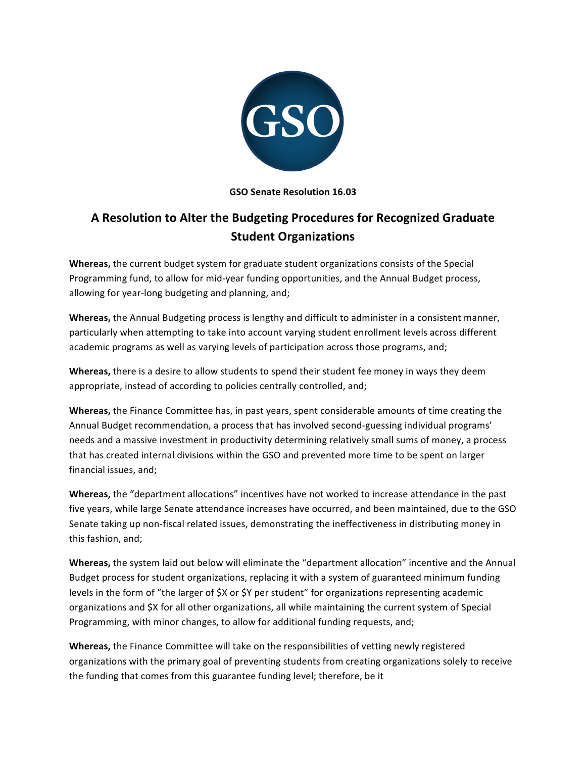**GSO Senate Resolution 16.03**

# A Resolution to Alter the Budgeting Procedures for Recognized Graduate Student Organizations

**Whereas,** the current budget system for graduate student organizations consists of the Special Programming fund, to allow for mid-year funding opportunities, and the Annual Budget process, allowing for year-long budgeting and planning, and;

**Whereas,** the Annual Budgeting process is lengthy and difficult to administer in a consistent manner, particularly when attempting to take into account varying student enrollment levels across different academic programs as well as varying levels of participation across those programs, and;

**Whereas,** there is a desire to allow students to spend their student fee money in ways they deem appropriate, instead of according to policies centrally controlled, and;

**Whereas,** the Finance Committee has, in past years, spent considerable amounts of time creating the Annual Budget recommendation, a process that has involved second-guessing individual programs' needs and a massive investment in productivity determining relatively small sums of money, a process that has created internal divisions within the GSO and prevented more time to be spent on larger financial issues, and;

**Whereas,** the "department allocations" incentives have not worked to increase attendance in the past five years, while large Senate attendance increases have occurred, and been maintained, due to the GSO Senate taking up non-fiscal related issues, demonstrating the ineffectiveness in distributing money in this fashion, and;

**Whereas,** the system laid out below will eliminate the "department allocation" incentive and the Annual Budget process for student organizations, replacing it with a system of guaranteed minimum funding levels in the form of "the larger of $X or $Y per student" for organizations representing academic organizations and $X for all other organizations, all while maintaining the current system of Special Programming, with minor changes, to allow for additional funding requests, and;

**Whereas,** the Finance Committee will take on the responsibilities of vetting newly registered organizations with the primary goal of preventing students from creating organizations solely to receive the funding that comes from this guarantee funding level; therefore, be it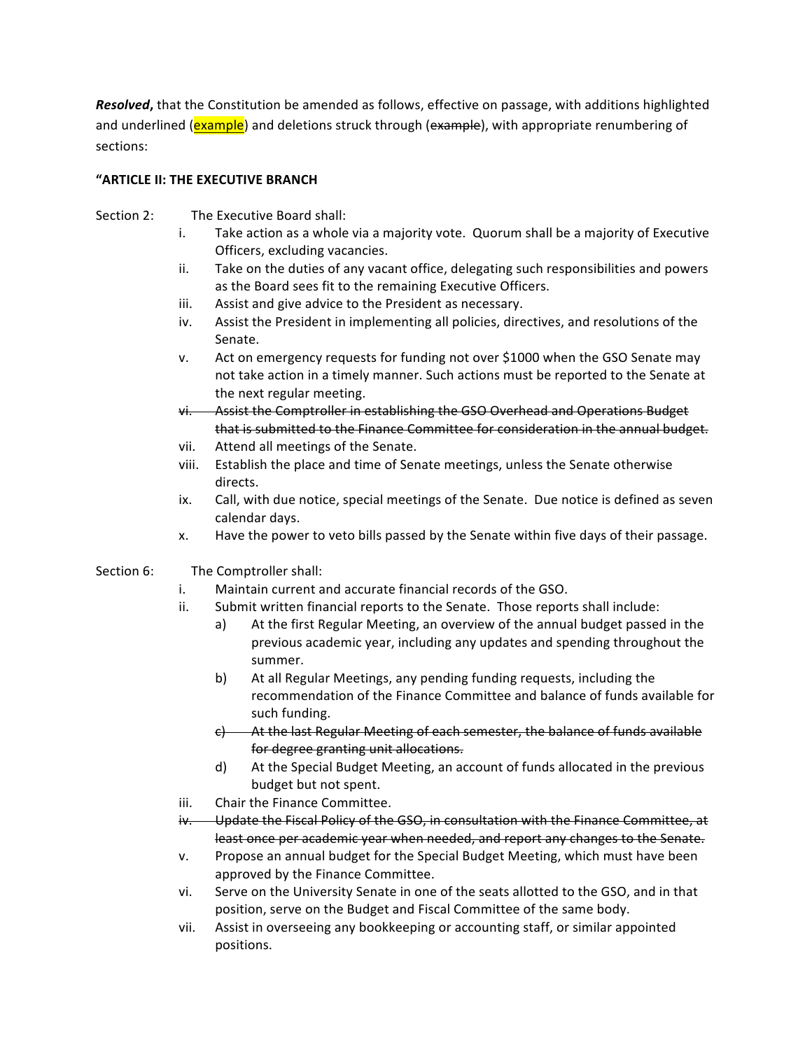***Resolved***, that the Constitution be amended as follows, effective on passage, with additions highlighted and underlined (<u>example</u>) and deletions struck through (~~example~~), with appropriate renumbering of sections:

**"ARTICLE II: THE EXECUTIVE BRANCH**

Section 2: The Executive Board shall:

i. Take action as a whole via a majority vote. Quorum shall be a majority of Executive Officers, excluding vacancies.
ii. Take on the duties of any vacant office, delegating such responsibilities and powers as the Board sees fit to the remaining Executive Officers.
iii. Assist and give advice to the President as necessary.
iv. Assist the President in implementing all policies, directives, and resolutions of the Senate.
v. Act on emergency requests for funding not over $1000 when the GSO Senate may not take action in a timely manner. Such actions must be reported to the Senate at the next regular meeting.
~~vi. Assist the Comptroller in establishing the GSO Overhead and Operations Budget that is submitted to the Finance Committee for consideration in the annual budget.~~
vii. Attend all meetings of the Senate.
viii. Establish the place and time of Senate meetings, unless the Senate otherwise directs.
ix. Call, with due notice, special meetings of the Senate. Due notice is defined as seven calendar days.
x. Have the power to veto bills passed by the Senate within five days of their passage.

Section 6: The Comptroller shall:

i. Maintain current and accurate financial records of the GSO.
ii. Submit written financial reports to the Senate. Those reports shall include:
   a) At the first Regular Meeting, an overview of the annual budget passed in the previous academic year, including any updates and spending throughout the summer.
   b) At all Regular Meetings, any pending funding requests, including the recommendation of the Finance Committee and balance of funds available for such funding.
   ~~c) At the last Regular Meeting of each semester, the balance of funds available for degree granting unit allocations.~~
   d) At the Special Budget Meeting, an account of funds allocated in the previous budget but not spent.
iii. Chair the Finance Committee.
~~iv. Update the Fiscal Policy of the GSO, in consultation with the Finance Committee, at least once per academic year when needed, and report any changes to the Senate.~~
v. Propose an annual budget for the Special Budget Meeting, which must have been approved by the Finance Committee.
vi. Serve on the University Senate in one of the seats allotted to the GSO, and in that position, serve on the Budget and Fiscal Committee of the same body.
vii. Assist in overseeing any bookkeeping or accounting staff, or similar appointed positions.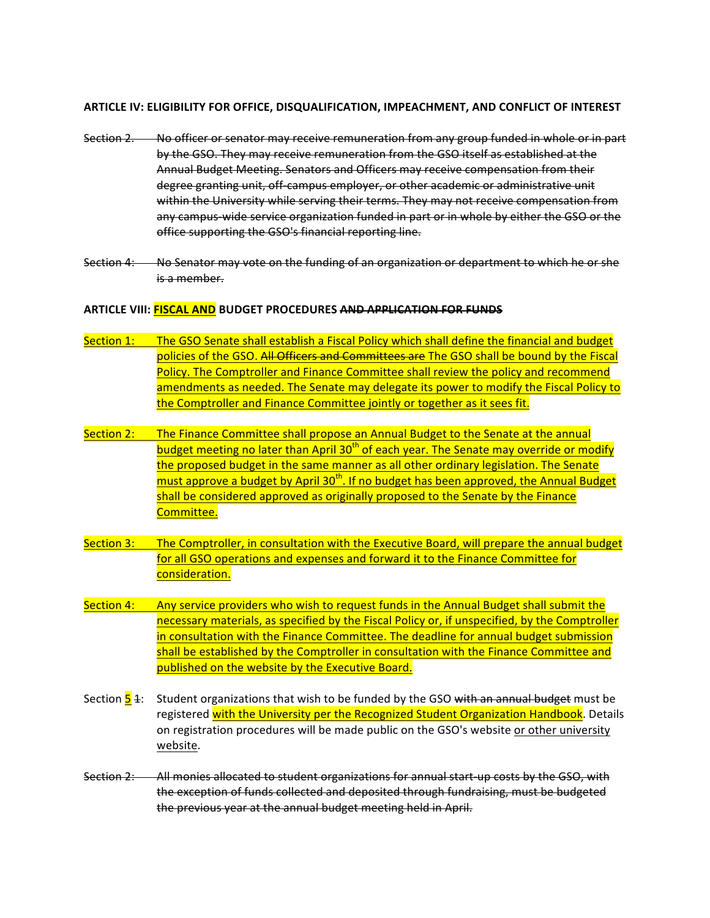**ARTICLE IV: ELIGIBILITY FOR OFFICE, DISQUALIFICATION, IMPEACHMENT, AND CONFLICT OF INTEREST**

~~Section 2. No officer or senator may receive remuneration from any group funded in whole or in part by the GSO. They may receive remuneration from the GSO itself as established at the Annual Budget Meeting. Senators and Officers may receive compensation from their degree granting unit, off-campus employer, or other academic or administrative unit within the University while serving their terms. They may not receive compensation from any campus-wide service organization funded in part or in whole by either the GSO or the office supporting the GSO's financial reporting line.~~

~~Section 4: No Senator may vote on the funding of an organization or department to which he or she is a member.~~

**ARTICLE VIII: <u>FISCAL AND</u> BUDGET PROCEDURES ~~AND APPLICATION FOR FUNDS~~**

<u>Section 1: The GSO Senate shall establish a Fiscal Policy which shall define the financial and budget policies of the GSO. ~~All Officers and Committees are~~ The GSO shall be bound by the Fiscal Policy. The Comptroller and Finance Committee shall review the policy and recommend amendments as needed. The Senate may delegate its power to modify the Fiscal Policy to the Comptroller and Finance Committee jointly or together as it sees fit.</u>

<u>Section 2: The Finance Committee shall propose an Annual Budget to the Senate at the annual budget meeting no later than April 30th of each year. The Senate may override or modify the proposed budget in the same manner as all other ordinary legislation. The Senate must approve a budget by April 30th. If no budget has been approved, the Annual Budget shall be considered approved as originally proposed to the Senate by the Finance Committee.</u>

<u>Section 3: The Comptroller, in consultation with the Executive Board, will prepare the annual budget for all GSO operations and expenses and forward it to the Finance Committee for consideration.</u>

<u>Section 4: Any service providers who wish to request funds in the Annual Budget shall submit the necessary materials, as specified by the Fiscal Policy or, if unspecified, by the Comptroller in consultation with the Finance Committee. The deadline for annual budget submission shall be established by the Comptroller in consultation with the Finance Committee and published on the website by the Executive Board.</u>

Section <u>5</u> ~~1~~: Student organizations that wish to be funded by the GSO ~~with an annual budget~~ must be registered <u>with the University per the Recognized Student Organization Handbook</u>. Details on registration procedures will be made public on the GSO's website <u>or other university website</u>.

~~Section 2: All monies allocated to student organizations for annual start-up costs by the GSO, with the exception of funds collected and deposited through fundraising, must be budgeted the previous year at the annual budget meeting held in April.~~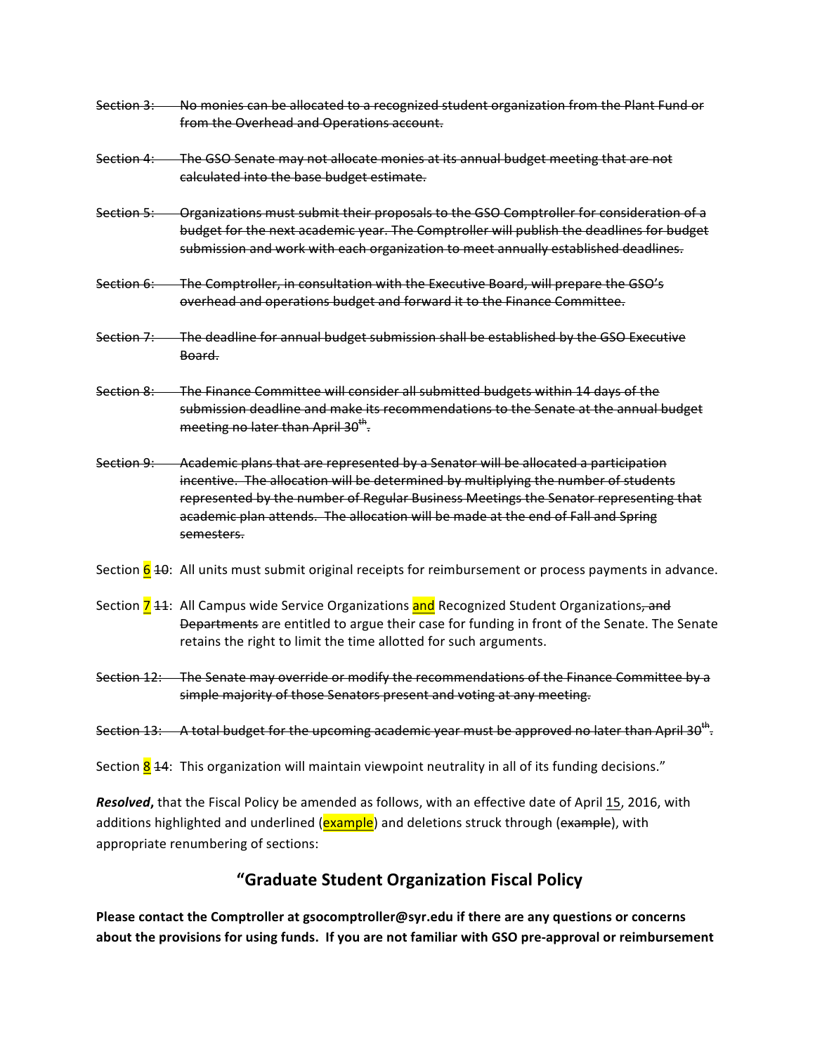~~Section 3: No monies can be allocated to a recognized student organization from the Plant Fund or from the Overhead and Operations account.~~

~~Section 4: The GSO Senate may not allocate monies at its annual budget meeting that are not calculated into the base budget estimate.~~

~~Section 5: Organizations must submit their proposals to the GSO Comptroller for consideration of a budget for the next academic year. The Comptroller will publish the deadlines for budget submission and work with each organization to meet annually established deadlines.~~

~~Section 6: The Comptroller, in consultation with the Executive Board, will prepare the GSO's overhead and operations budget and forward it to the Finance Committee.~~

~~Section 7: The deadline for annual budget submission shall be established by the GSO Executive Board.~~

~~Section 8: The Finance Committee will consider all submitted budgets within 14 days of the submission deadline and make its recommendations to the Senate at the annual budget meeting no later than April 30th.~~

~~Section 9: Academic plans that are represented by a Senator will be allocated a participation incentive. The allocation will be determined by multiplying the number of students represented by the number of Regular Business Meetings the Senator representing that academic plan attends. The allocation will be made at the end of Fall and Spring semesters.~~

Section <u>6</u> ~~10~~: All units must submit original receipts for reimbursement or process payments in advance.

Section <u>7</u> ~~11~~: All Campus wide Service Organizations <u>and</u> Recognized Student Organizations~~, and Departments~~ are entitled to argue their case for funding in front of the Senate. The Senate retains the right to limit the time allotted for such arguments.

~~Section 12: The Senate may override or modify the recommendations of the Finance Committee by a simple majority of those Senators present and voting at any meeting.~~

~~Section 13: A total budget for the upcoming academic year must be approved no later than April 30th.~~

Section <u>8</u> ~~14~~: This organization will maintain viewpoint neutrality in all of its funding decisions."

***Resolved***, that the Fiscal Policy be amended as follows, with an effective date of April <u>15</u>, 2016, with additions highlighted and underlined (<u>example</u>) and deletions struck through (~~example~~), with appropriate renumbering of sections:

## "Graduate Student Organization Fiscal Policy

**Please contact the Comptroller at gsocomptroller@syr.edu if there are any questions or concerns about the provisions for using funds. If you are not familiar with GSO pre-approval or reimbursement**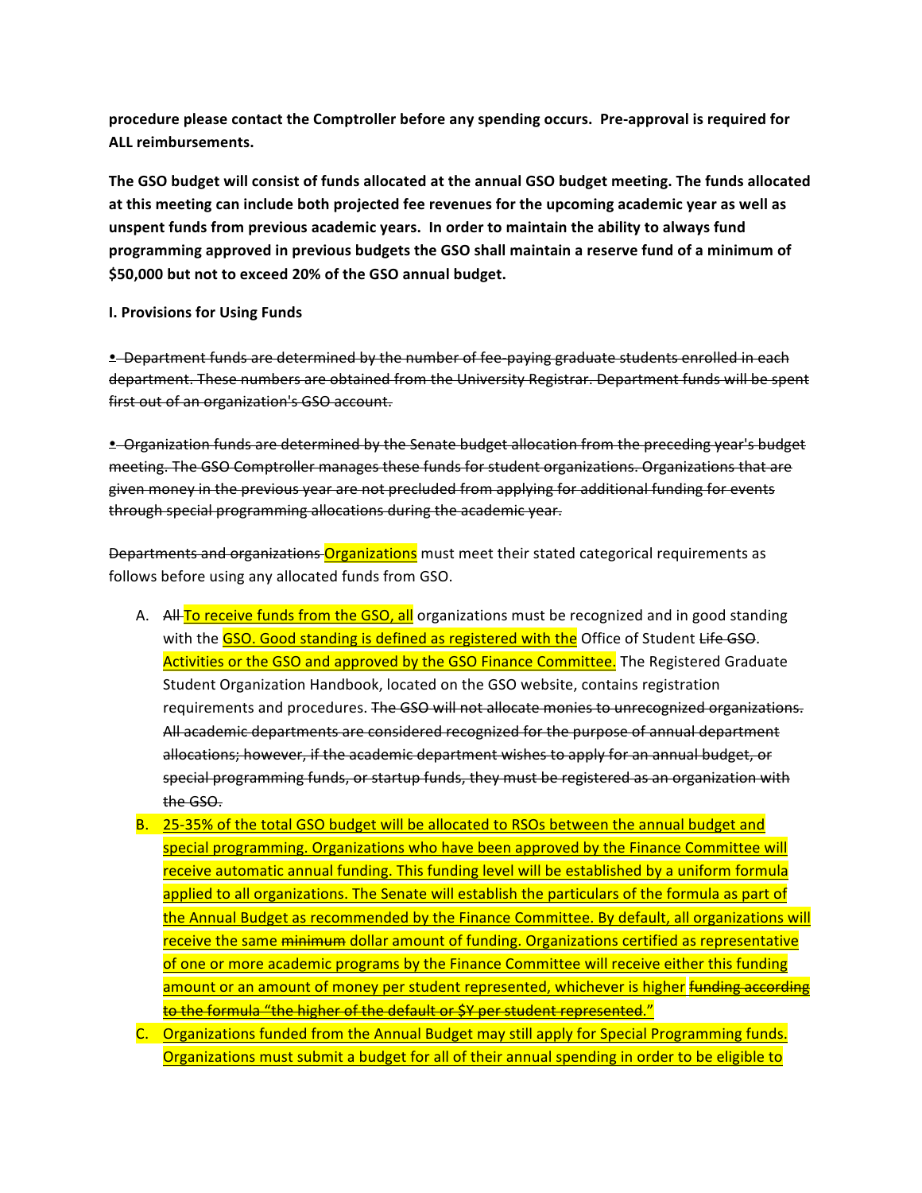**procedure please contact the Comptroller before any spending occurs. Pre-approval is required for ALL reimbursements.**

**The GSO budget will consist of funds allocated at the annual GSO budget meeting. The funds allocated at this meeting can include both projected fee revenues for the upcoming academic year as well as unspent funds from previous academic years. In order to maintain the ability to always fund programming approved in previous budgets the GSO shall maintain a reserve fund of a minimum of $50,000 but not to exceed 20% of the GSO annual budget.**

**I. Provisions for Using Funds**

~~• Department funds are determined by the number of fee-paying graduate students enrolled in each department. These numbers are obtained from the University Registrar. Department funds will be spent first out of an organization's GSO account.~~

~~• Organization funds are determined by the Senate budget allocation from the preceding year's budget meeting. The GSO Comptroller manages these funds for student organizations. Organizations that are given money in the previous year are not precluded from applying for additional funding for events through special programming allocations during the academic year.~~

~~Departments and organizations~~ Organizations must meet their stated categorical requirements as follows before using any allocated funds from GSO.

A. ~~All~~ To receive funds from the GSO, all organizations must be recognized and in good standing with the GSO. Good standing is defined as registered with the Office of Student ~~Life GSO~~. Activities or the GSO and approved by the GSO Finance Committee. The Registered Graduate Student Organization Handbook, located on the GSO website, contains registration requirements and procedures. ~~The GSO will not allocate monies to unrecognized organizations. All academic departments are considered recognized for the purpose of annual department allocations; however, if the academic department wishes to apply for an annual budget, or special programming funds, or startup funds, they must be registered as an organization with the GSO.~~

B. 25-35% of the total GSO budget will be allocated to RSOs between the annual budget and special programming. Organizations who have been approved by the Finance Committee will receive automatic annual funding. This funding level will be established by a uniform formula applied to all organizations. The Senate will establish the particulars of the formula as part of the Annual Budget as recommended by the Finance Committee. By default, all organizations will receive the same ~~minimum~~ dollar amount of funding. Organizations certified as representative of one or more academic programs by the Finance Committee will receive either this funding amount or an amount of money per student represented, whichever is higher ~~funding according to the formula "the higher of the default or $Y per student represented."~~

C. Organizations funded from the Annual Budget may still apply for Special Programming funds. Organizations must submit a budget for all of their annual spending in order to be eligible to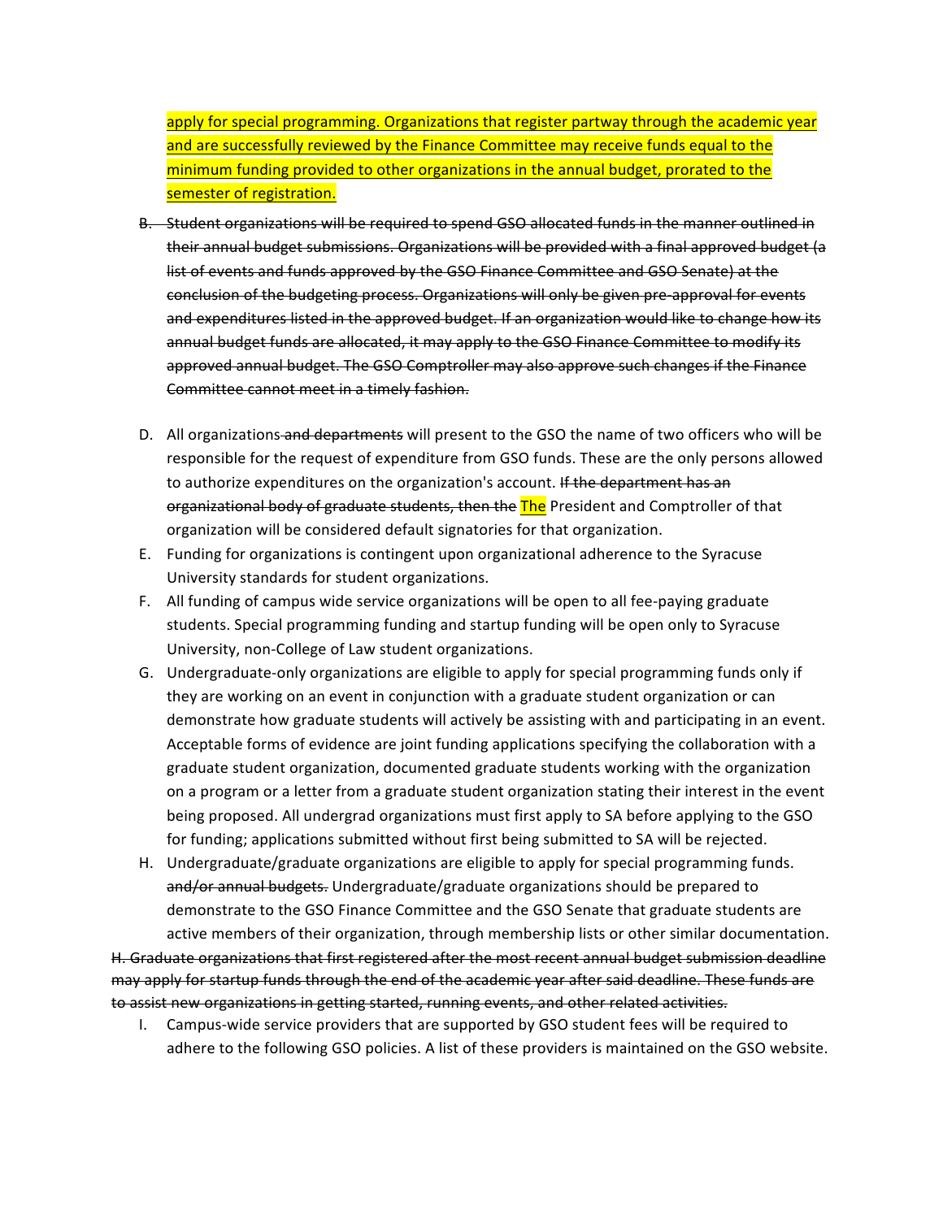<mark>apply for special programming. Organizations that register partway through the academic year and are successfully reviewed by the Finance Committee may receive funds equal to the minimum funding provided to other organizations in the annual budget, prorated to the semester of registration.</mark>

B. ~~Student organizations will be required to spend GSO allocated funds in the manner outlined in their annual budget submissions. Organizations will be provided with a final approved budget (a list of events and funds approved by the GSO Finance Committee and GSO Senate) at the conclusion of the budgeting process. Organizations will only be given pre-approval for events and expenditures listed in the approved budget. If an organization would like to change how its annual budget funds are allocated, it may apply to the GSO Finance Committee to modify its approved annual budget. The GSO Comptroller may also approve such changes if the Finance Committee cannot meet in a timely fashion.~~

D. All organizations ~~and departments~~ will present to the GSO the name of two officers who will be responsible for the request of expenditure from GSO funds. These are the only persons allowed to authorize expenditures on the organization's account. ~~If the department has an organizational body of graduate students, then the~~ <mark>The</mark> President and Comptroller of that organization will be considered default signatories for that organization.

E. Funding for organizations is contingent upon organizational adherence to the Syracuse University standards for student organizations.

F. All funding of campus wide service organizations will be open to all fee-paying graduate students. Special programming funding and startup funding will be open only to Syracuse University, non-College of Law student organizations.

G. Undergraduate-only organizations are eligible to apply for special programming funds only if they are working on an event in conjunction with a graduate student organization or can demonstrate how graduate students will actively be assisting with and participating in an event. Acceptable forms of evidence are joint funding applications specifying the collaboration with a graduate student organization, documented graduate students working with the organization on a program or a letter from a graduate student organization stating their interest in the event being proposed. All undergrad organizations must first apply to SA before applying to the GSO for funding; applications submitted without first being submitted to SA will be rejected.

H. Undergraduate/graduate organizations are eligible to apply for special programming funds. ~~and/or annual budgets.~~ Undergraduate/graduate organizations should be prepared to demonstrate to the GSO Finance Committee and the GSO Senate that graduate students are active members of their organization, through membership lists or other similar documentation.

~~H. Graduate organizations that first registered after the most recent annual budget submission deadline may apply for startup funds through the end of the academic year after said deadline. These funds are to assist new organizations in getting started, running events, and other related activities.~~

I. Campus-wide service providers that are supported by GSO student fees will be required to adhere to the following GSO policies. A list of these providers is maintained on the GSO website.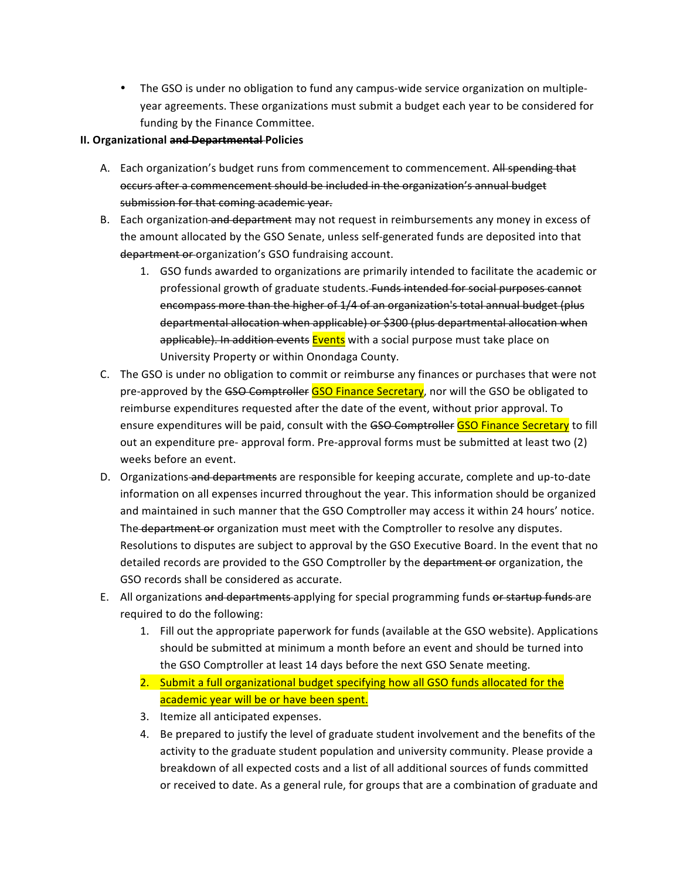- The GSO is under no obligation to fund any campus-wide service organization on multiple-year agreements. These organizations must submit a budget each year to be considered for funding by the Finance Committee.

**II. Organizational ~~and Departmental~~ Policies**

A. Each organization's budget runs from commencement to commencement. ~~All spending that occurs after a commencement should be included in the organization's annual budget submission for that coming academic year.~~

B. Each organization ~~and department~~ may not request in reimbursements any money in excess of the amount allocated by the GSO Senate, unless self-generated funds are deposited into that ~~department or~~ organization's GSO fundraising account.

   1. GSO funds awarded to organizations are primarily intended to facilitate the academic or professional growth of graduate students. ~~Funds intended for social purposes cannot encompass more than the higher of 1/4 of an organization's total annual budget (plus departmental allocation when applicable) or $300 (plus departmental allocation when applicable). In addition events~~ Events with a social purpose must take place on University Property or within Onondaga County.

C. The GSO is under no obligation to commit or reimburse any finances or purchases that were not pre-approved by the ~~GSO Comptroller~~ GSO Finance Secretary, nor will the GSO be obligated to reimburse expenditures requested after the date of the event, without prior approval. To ensure expenditures will be paid, consult with the ~~GSO Comptroller~~ GSO Finance Secretary to fill out an expenditure pre- approval form. Pre-approval forms must be submitted at least two (2) weeks before an event.

D. Organizations ~~and departments~~ are responsible for keeping accurate, complete and up-to-date information on all expenses incurred throughout the year. This information should be organized and maintained in such manner that the GSO Comptroller may access it within 24 hours' notice. The ~~department or~~ organization must meet with the Comptroller to resolve any disputes. Resolutions to disputes are subject to approval by the GSO Executive Board. In the event that no detailed records are provided to the GSO Comptroller by the ~~department or~~ organization, the GSO records shall be considered as accurate.

E. All organizations ~~and departments~~ applying for special programming funds ~~or startup funds~~ are required to do the following:

   1. Fill out the appropriate paperwork for funds (available at the GSO website). Applications should be submitted at minimum a month before an event and should be turned into the GSO Comptroller at least 14 days before the next GSO Senate meeting.
   2. Submit a full organizational budget specifying how all GSO funds allocated for the academic year will be or have been spent.
   3. Itemize all anticipated expenses.
   4. Be prepared to justify the level of graduate student involvement and the benefits of the activity to the graduate student population and university community. Please provide a breakdown of all expected costs and a list of all additional sources of funds committed or received to date. As a general rule, for groups that are a combination of graduate and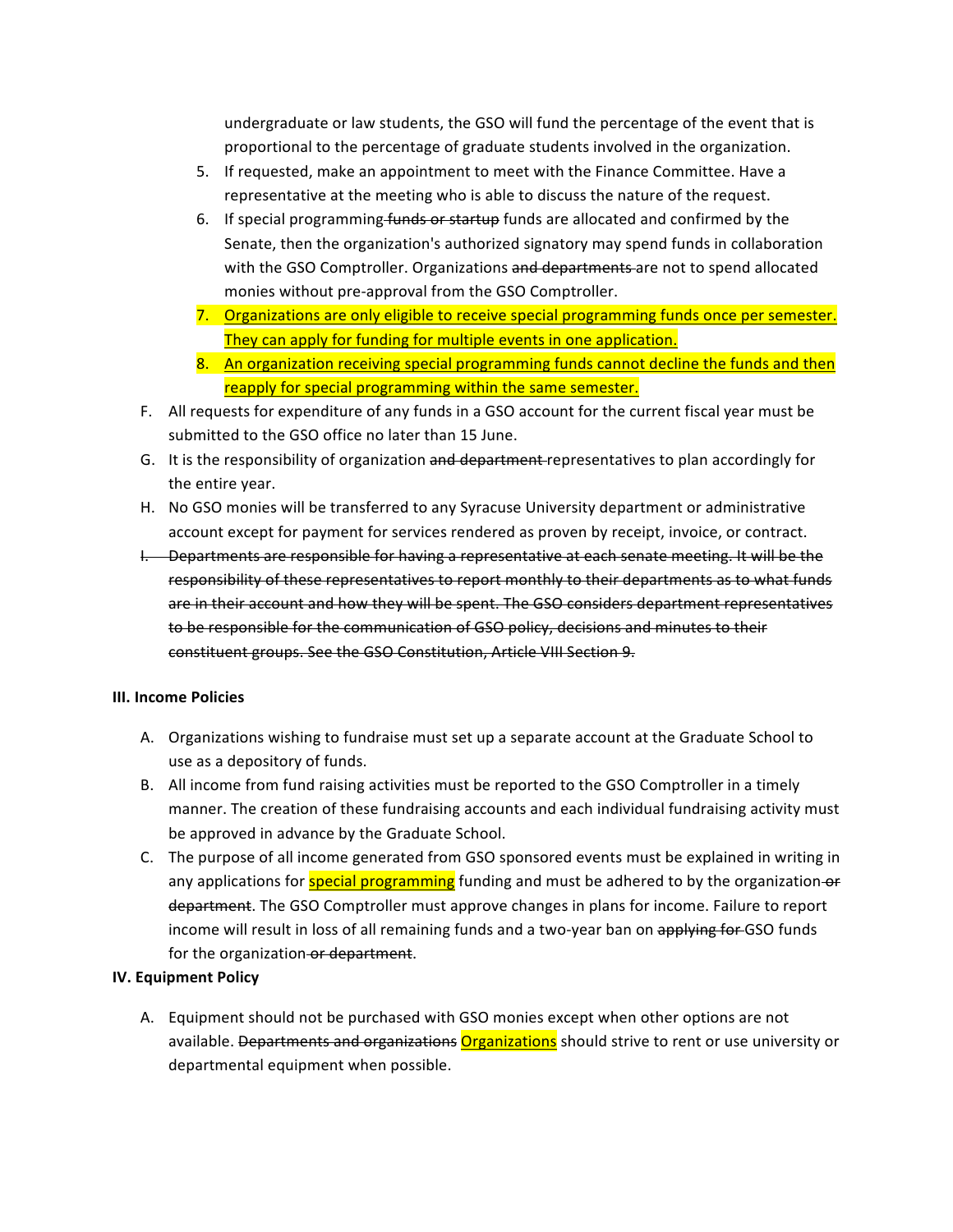undergraduate or law students, the GSO will fund the percentage of the event that is proportional to the percentage of graduate students involved in the organization.

5. If requested, make an appointment to meet with the Finance Committee. Have a representative at the meeting who is able to discuss the nature of the request.
6. If special programming ~~funds or startup~~ funds are allocated and confirmed by the Senate, then the organization's authorized signatory may spend funds in collaboration with the GSO Comptroller. Organizations ~~and departments~~ are not to spend allocated monies without pre-approval from the GSO Comptroller.
7. Organizations are only eligible to receive special programming funds once per semester. They can apply for funding for multiple events in one application.
8. An organization receiving special programming funds cannot decline the funds and then reapply for special programming within the same semester.

F. All requests for expenditure of any funds in a GSO account for the current fiscal year must be submitted to the GSO office no later than 15 June.

G. It is the responsibility of organization ~~and department~~ representatives to plan accordingly for the entire year.

H. No GSO monies will be transferred to any Syracuse University department or administrative account except for payment for services rendered as proven by receipt, invoice, or contract.

~~I. Departments are responsible for having a representative at each senate meeting. It will be the responsibility of these representatives to report monthly to their departments as to what funds are in their account and how they will be spent. The GSO considers department representatives to be responsible for the communication of GSO policy, decisions and minutes to their constituent groups. See the GSO Constitution, Article VIII Section 9.~~

**III. Income Policies**

A. Organizations wishing to fundraise must set up a separate account at the Graduate School to use as a depository of funds.

B. All income from fund raising activities must be reported to the GSO Comptroller in a timely manner. The creation of these fundraising accounts and each individual fundraising activity must be approved in advance by the Graduate School.

C. The purpose of all income generated from GSO sponsored events must be explained in writing in any applications for special programming funding and must be adhered to by the organization ~~or department~~. The GSO Comptroller must approve changes in plans for income. Failure to report income will result in loss of all remaining funds and a two-year ban on ~~applying for~~ GSO funds for the organization ~~or department~~.

**IV. Equipment Policy**

A. Equipment should not be purchased with GSO monies except when other options are not available. ~~Departments and organizations~~ Organizations should strive to rent or use university or departmental equipment when possible.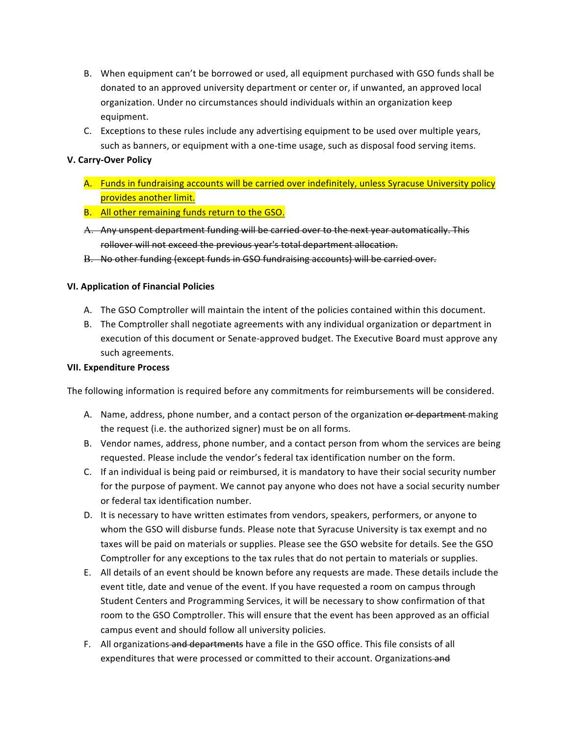B. When equipment can't be borrowed or used, all equipment purchased with GSO funds shall be donated to an approved university department or center or, if unwanted, an approved local organization. Under no circumstances should individuals within an organization keep equipment.

C. Exceptions to these rules include any advertising equipment to be used over multiple years, such as banners, or equipment with a one-time usage, such as disposal food serving items.

**V. Carry-Over Policy**

A. <u>Funds in fundraising accounts will be carried over indefinitely, unless Syracuse University policy provides another limit.</u>

B. <u>All other remaining funds return to the GSO.</u>

~~A. Any unspent department funding will be carried over to the next year automatically. This rollover will not exceed the previous year's total department allocation.~~

~~B. No other funding (except funds in GSO fundraising accounts) will be carried over.~~

**VI. Application of Financial Policies**

A. The GSO Comptroller will maintain the intent of the policies contained within this document.

B. The Comptroller shall negotiate agreements with any individual organization or department in execution of this document or Senate-approved budget. The Executive Board must approve any such agreements.

**VII. Expenditure Process**

The following information is required before any commitments for reimbursements will be considered.

A. Name, address, phone number, and a contact person of the organization ~~or department~~ making the request (i.e. the authorized signer) must be on all forms.

B. Vendor names, address, phone number, and a contact person from whom the services are being requested. Please include the vendor's federal tax identification number on the form.

C. If an individual is being paid or reimbursed, it is mandatory to have their social security number for the purpose of payment. We cannot pay anyone who does not have a social security number or federal tax identification number.

D. It is necessary to have written estimates from vendors, speakers, performers, or anyone to whom the GSO will disburse funds. Please note that Syracuse University is tax exempt and no taxes will be paid on materials or supplies. Please see the GSO website for details. See the GSO Comptroller for any exceptions to the tax rules that do not pertain to materials or supplies.

E. All details of an event should be known before any requests are made. These details include the event title, date and venue of the event. If you have requested a room on campus through Student Centers and Programming Services, it will be necessary to show confirmation of that room to the GSO Comptroller. This will ensure that the event has been approved as an official campus event and should follow all university policies.

F. All organizations ~~and departments~~ have a file in the GSO office. This file consists of all expenditures that were processed or committed to their account. Organizations ~~and~~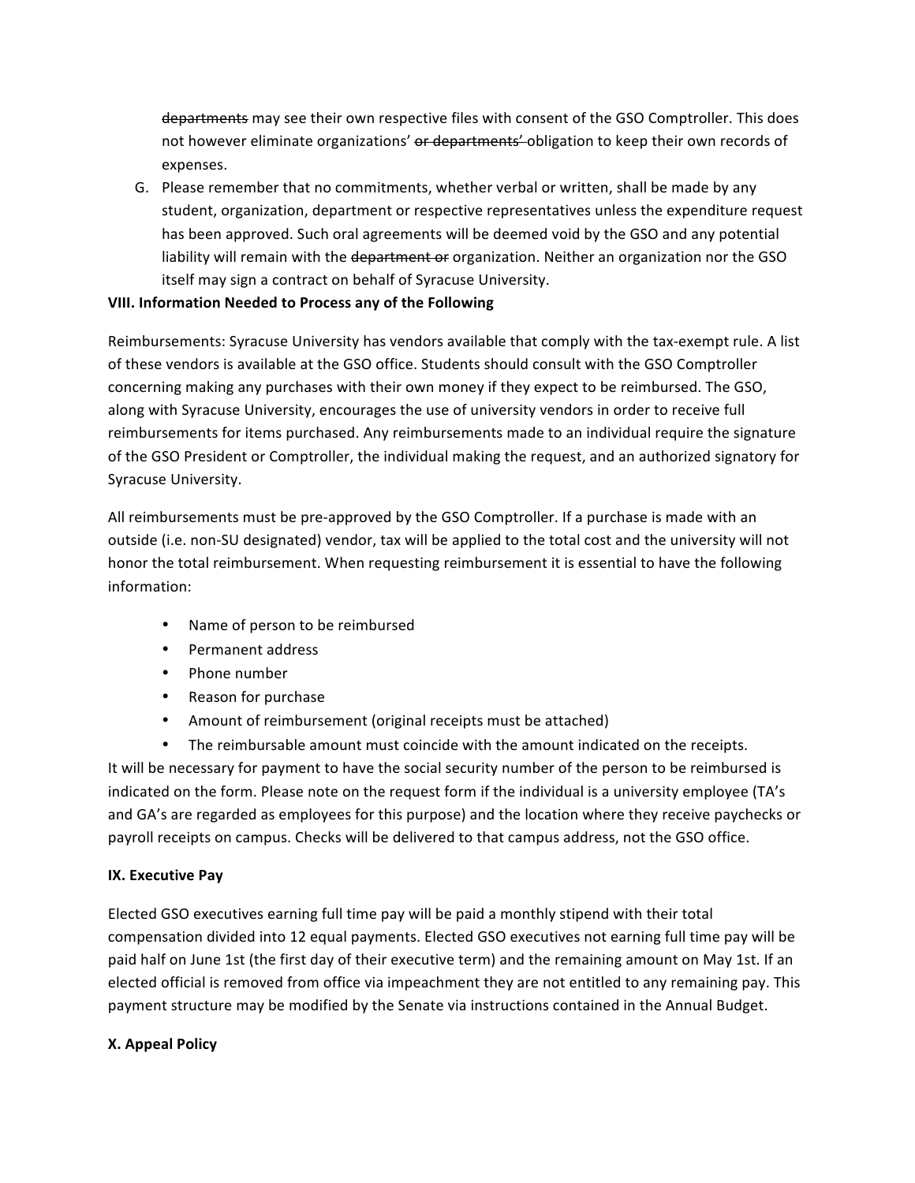~~departments~~ may see their own respective files with consent of the GSO Comptroller. This does not however eliminate organizations' ~~or departments'~~ obligation to keep their own records of expenses.

G. Please remember that no commitments, whether verbal or written, shall be made by any student, organization, department or respective representatives unless the expenditure request has been approved. Such oral agreements will be deemed void by the GSO and any potential liability will remain with the ~~department or~~ organization. Neither an organization nor the GSO itself may sign a contract on behalf of Syracuse University.

**VIII. Information Needed to Process any of the Following**

Reimbursements: Syracuse University has vendors available that comply with the tax-exempt rule. A list of these vendors is available at the GSO office. Students should consult with the GSO Comptroller concerning making any purchases with their own money if they expect to be reimbursed. The GSO, along with Syracuse University, encourages the use of university vendors in order to receive full reimbursements for items purchased. Any reimbursements made to an individual require the signature of the GSO President or Comptroller, the individual making the request, and an authorized signatory for Syracuse University.

All reimbursements must be pre-approved by the GSO Comptroller. If a purchase is made with an outside (i.e. non-SU designated) vendor, tax will be applied to the total cost and the university will not honor the total reimbursement. When requesting reimbursement it is essential to have the following information:

- Name of person to be reimbursed
- Permanent address
- Phone number
- Reason for purchase
- Amount of reimbursement (original receipts must be attached)
- The reimbursable amount must coincide with the amount indicated on the receipts.

It will be necessary for payment to have the social security number of the person to be reimbursed is indicated on the form. Please note on the request form if the individual is a university employee (TA's and GA's are regarded as employees for this purpose) and the location where they receive paychecks or payroll receipts on campus. Checks will be delivered to that campus address, not the GSO office.

**IX. Executive Pay**

Elected GSO executives earning full time pay will be paid a monthly stipend with their total compensation divided into 12 equal payments. Elected GSO executives not earning full time pay will be paid half on June 1st (the first day of their executive term) and the remaining amount on May 1st. If an elected official is removed from office via impeachment they are not entitled to any remaining pay. This payment structure may be modified by the Senate via instructions contained in the Annual Budget.

**X. Appeal Policy**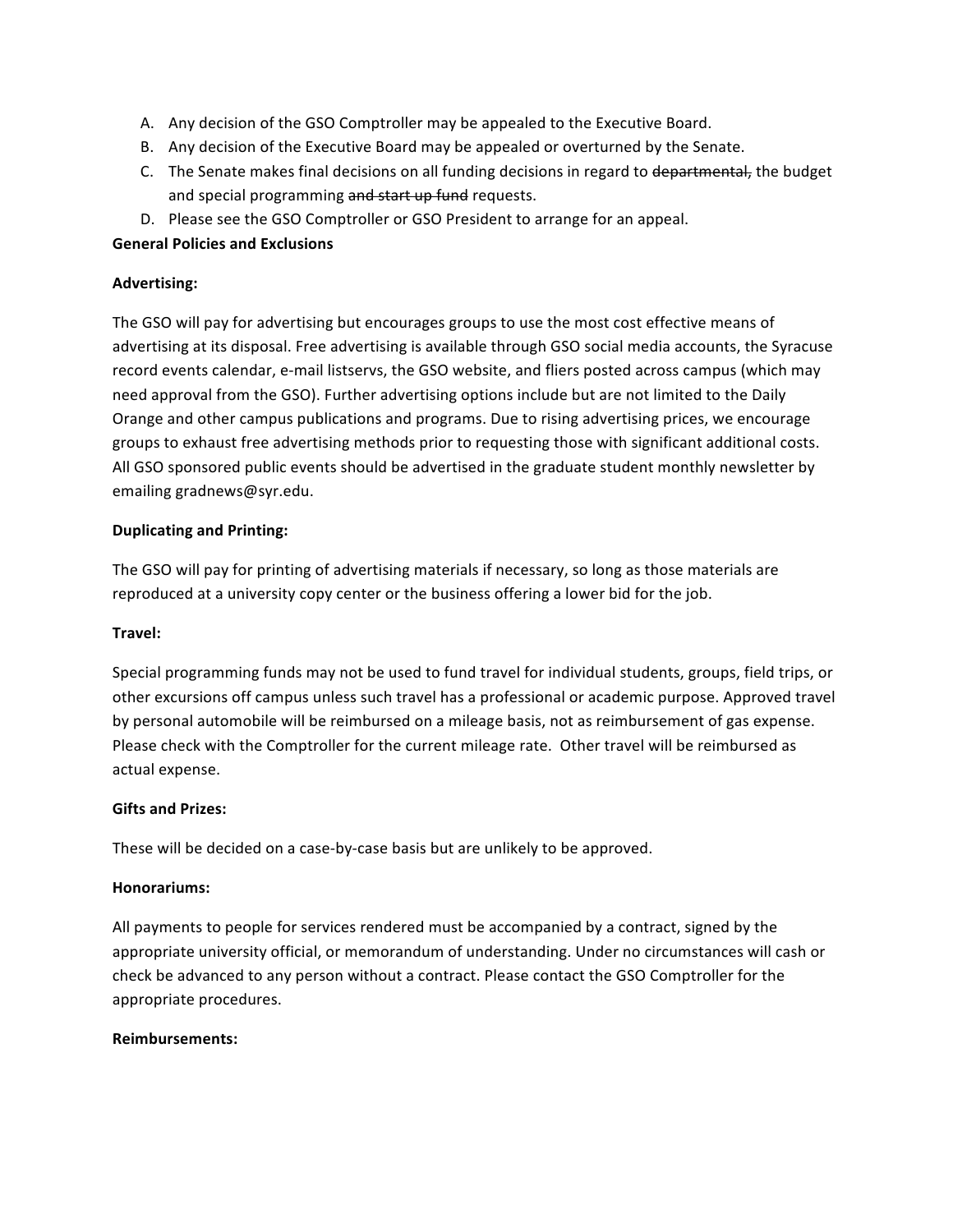A. Any decision of the GSO Comptroller may be appealed to the Executive Board.
B. Any decision of the Executive Board may be appealed or overturned by the Senate.
C. The Senate makes final decisions on all funding decisions in regard to ~~departmental,~~ the budget and special programming ~~and start up fund~~ requests.
D. Please see the GSO Comptroller or GSO President to arrange for an appeal.

**General Policies and Exclusions**

**Advertising:**

The GSO will pay for advertising but encourages groups to use the most cost effective means of advertising at its disposal. Free advertising is available through GSO social media accounts, the Syracuse record events calendar, e-mail listservs, the GSO website, and fliers posted across campus (which may need approval from the GSO). Further advertising options include but are not limited to the Daily Orange and other campus publications and programs. Due to rising advertising prices, we encourage groups to exhaust free advertising methods prior to requesting those with significant additional costs. All GSO sponsored public events should be advertised in the graduate student monthly newsletter by emailing gradnews@syr.edu.

**Duplicating and Printing:**

The GSO will pay for printing of advertising materials if necessary, so long as those materials are reproduced at a university copy center or the business offering a lower bid for the job.

**Travel:**

Special programming funds may not be used to fund travel for individual students, groups, field trips, or other excursions off campus unless such travel has a professional or academic purpose. Approved travel by personal automobile will be reimbursed on a mileage basis, not as reimbursement of gas expense. Please check with the Comptroller for the current mileage rate. Other travel will be reimbursed as actual expense.

**Gifts and Prizes:**

These will be decided on a case-by-case basis but are unlikely to be approved.

**Honorariums:**

All payments to people for services rendered must be accompanied by a contract, signed by the appropriate university official, or memorandum of understanding. Under no circumstances will cash or check be advanced to any person without a contract. Please contact the GSO Comptroller for the appropriate procedures.

**Reimbursements:**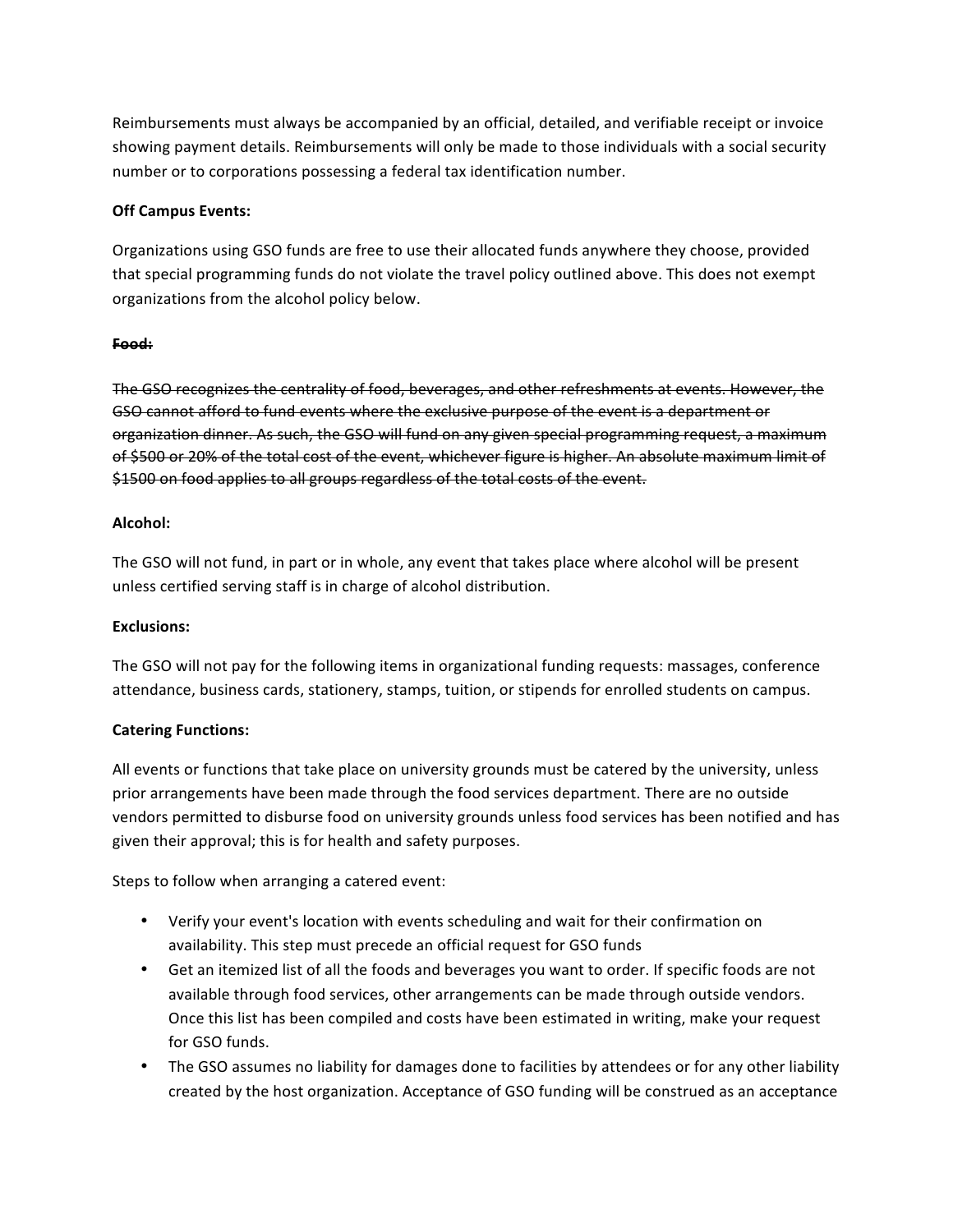Reimbursements must always be accompanied by an official, detailed, and verifiable receipt or invoice showing payment details. Reimbursements will only be made to those individuals with a social security number or to corporations possessing a federal tax identification number.

**Off Campus Events:**

Organizations using GSO funds are free to use their allocated funds anywhere they choose, provided that special programming funds do not violate the travel policy outlined above. This does not exempt organizations from the alcohol policy below.

~~**Food:**~~

~~The GSO recognizes the centrality of food, beverages, and other refreshments at events. However, the GSO cannot afford to fund events where the exclusive purpose of the event is a department or organization dinner. As such, the GSO will fund on any given special programming request, a maximum of $500 or 20% of the total cost of the event, whichever figure is higher. An absolute maximum limit of $1500 on food applies to all groups regardless of the total costs of the event.~~

**Alcohol:**

The GSO will not fund, in part or in whole, any event that takes place where alcohol will be present unless certified serving staff is in charge of alcohol distribution.

**Exclusions:**

The GSO will not pay for the following items in organizational funding requests: massages, conference attendance, business cards, stationery, stamps, tuition, or stipends for enrolled students on campus.

**Catering Functions:**

All events or functions that take place on university grounds must be catered by the university, unless prior arrangements have been made through the food services department. There are no outside vendors permitted to disburse food on university grounds unless food services has been notified and has given their approval; this is for health and safety purposes.

Steps to follow when arranging a catered event:

- Verify your event's location with events scheduling and wait for their confirmation on availability. This step must precede an official request for GSO funds
- Get an itemized list of all the foods and beverages you want to order. If specific foods are not available through food services, other arrangements can be made through outside vendors. Once this list has been compiled and costs have been estimated in writing, make your request for GSO funds.
- The GSO assumes no liability for damages done to facilities by attendees or for any other liability created by the host organization. Acceptance of GSO funding will be construed as an acceptance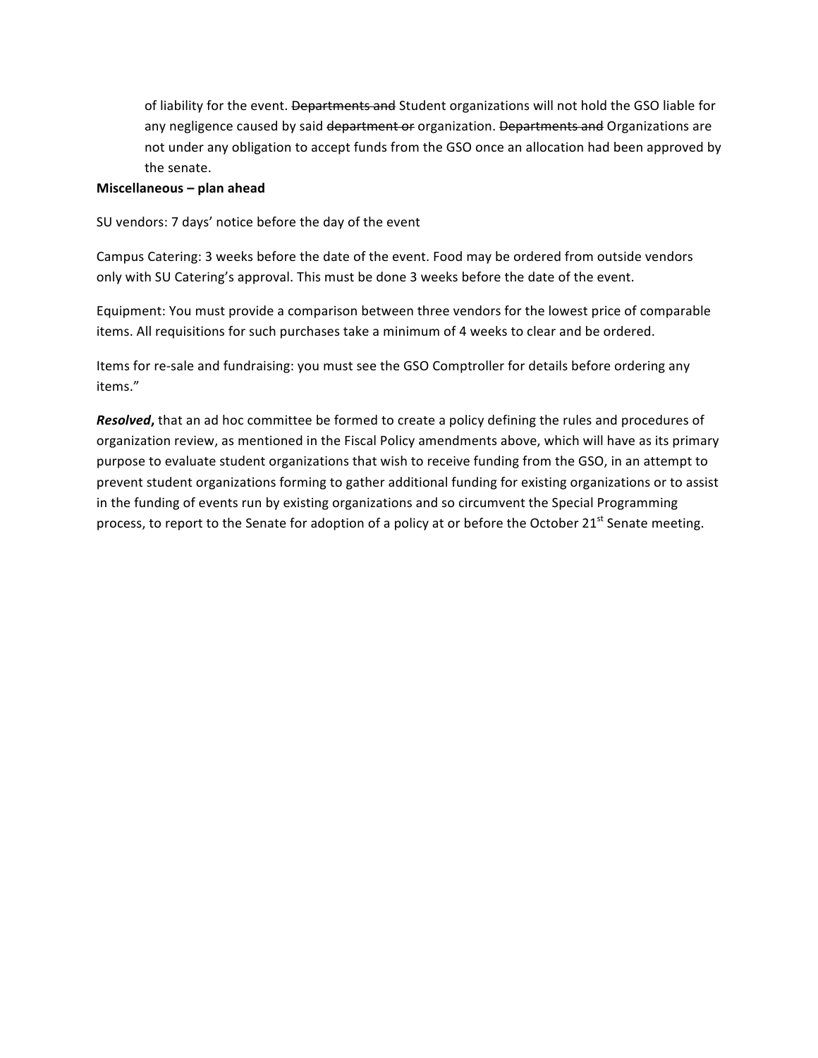of liability for the event. ~~Departments and~~ Student organizations will not hold the GSO liable for any negligence caused by said ~~department or~~ organization. ~~Departments and~~ Organizations are not under any obligation to accept funds from the GSO once an allocation had been approved by the senate.

**Miscellaneous – plan ahead**

SU vendors: 7 days' notice before the day of the event

Campus Catering: 3 weeks before the date of the event. Food may be ordered from outside vendors only with SU Catering's approval. This must be done 3 weeks before the date of the event.

Equipment: You must provide a comparison between three vendors for the lowest price of comparable items. All requisitions for such purchases take a minimum of 4 weeks to clear and be ordered.

Items for re-sale and fundraising: you must see the GSO Comptroller for details before ordering any items."

***Resolved*****,** that an ad hoc committee be formed to create a policy defining the rules and procedures of organization review, as mentioned in the Fiscal Policy amendments above, which will have as its primary purpose to evaluate student organizations that wish to receive funding from the GSO, in an attempt to prevent student organizations forming to gather additional funding for existing organizations or to assist in the funding of events run by existing organizations and so circumvent the Special Programming process, to report to the Senate for adoption of a policy at or before the October 21st Senate meeting.